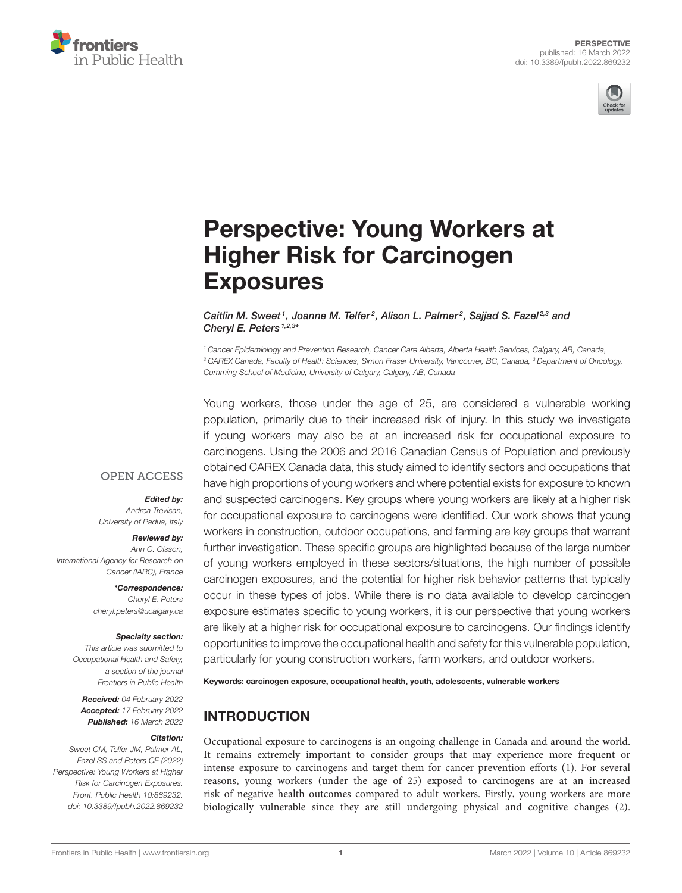PERSPECTIVE
published: 16 March 2022
doi: 10.3389/fpubh.2022.869232

# Perspective: Young Workers at Higher Risk for Carcinogen Exposures

*Caitlin M. Sweet[1], Joanne M. Telfer[2], Alison L. Palmer[2], Sajjad S. Fazel[2,3] and Cheryl E. Peters[1,2,3]**

[1] Cancer Epidemiology and Prevention Research, Cancer Care Alberta, Alberta Health Services, Calgary, AB, Canada, [2] CAREX Canada, Faculty of Health Sciences, Simon Fraser University, Vancouver, BC, Canada, [3] Department of Oncology, Cumming School of Medicine, University of Calgary, Calgary, AB, Canada

Young workers, those under the age of 25, are considered a vulnerable working population, primarily due to their increased risk of injury. In this study we investigate if young workers may also be at an increased risk for occupational exposure to carcinogens. Using the 2006 and 2016 Canadian Census of Population and previously obtained CAREX Canada data, this study aimed to identify sectors and occupations that have high proportions of young workers and where potential exists for exposure to known and suspected carcinogens. Key groups where young workers are likely at a higher risk for occupational exposure to carcinogens were identified. Our work shows that young workers in construction, outdoor occupations, and farming are key groups that warrant further investigation. These specific groups are highlighted because of the large number of young workers employed in these sectors/situations, the high number of possible carcinogen exposures, and the potential for higher risk behavior patterns that typically occur in these types of jobs. While there is no data available to develop carcinogen exposure estimates specific to young workers, it is our perspective that young workers are likely at a higher risk for occupational exposure to carcinogens. Our findings identify opportunities to improve the occupational health and safety for this vulnerable population, particularly for young construction workers, farm workers, and outdoor workers.

**Keywords: carcinogen exposure, occupational health, youth, adolescents, vulnerable workers**

OPEN ACCESS

***Edited by:***
*Andrea Trevisan, University of Padua, Italy*

***Reviewed by:***
*Ann C. Olsson, International Agency for Research on Cancer (IARC), France*

****Correspondence:***
*Cheryl E. Peters*
*cheryl.peters@ucalgary.ca*

***Specialty section:***
*This article was submitted to Occupational Health and Safety, a section of the journal Frontiers in Public Health*

***Received:*** *04 February 2022*
***Accepted:*** *17 February 2022*
***Published:*** *16 March 2022*

***Citation:***
*Sweet CM, Telfer JM, Palmer AL, Fazel SS and Peters CE (2022) Perspective: Young Workers at Higher Risk for Carcinogen Exposures. Front. Public Health 10:869232. doi: 10.3389/fpubh.2022.869232*

## INTRODUCTION

Occupational exposure to carcinogens is an ongoing challenge in Canada and around the world. It remains extremely important to consider groups that may experience more frequent or intense exposure to carcinogens and target them for cancer prevention efforts (1). For several reasons, young workers (under the age of 25) exposed to carcinogens are at an increased risk of negative health outcomes compared to adult workers. Firstly, young workers are more biologically vulnerable since they are still undergoing physical and cognitive changes (2).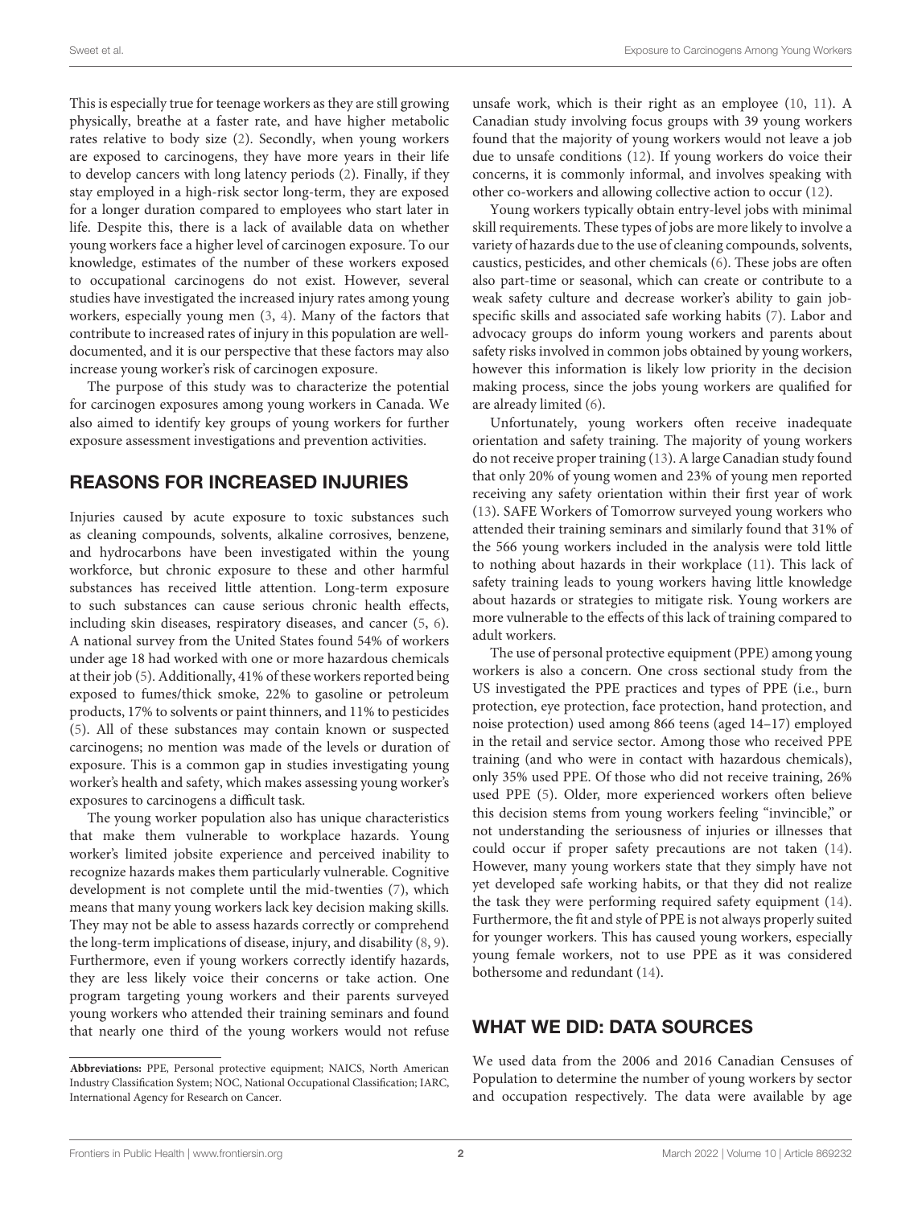This is especially true for teenage workers as they are still growing physically, breathe at a faster rate, and have higher metabolic rates relative to body size (2). Secondly, when young workers are exposed to carcinogens, they have more years in their life to develop cancers with long latency periods (2). Finally, if they stay employed in a high-risk sector long-term, they are exposed for a longer duration compared to employees who start later in life. Despite this, there is a lack of available data on whether young workers face a higher level of carcinogen exposure. To our knowledge, estimates of the number of these workers exposed to occupational carcinogens do not exist. However, several studies have investigated the increased injury rates among young workers, especially young men (3, 4). Many of the factors that contribute to increased rates of injury in this population are well-documented, and it is our perspective that these factors may also increase young worker's risk of carcinogen exposure.

The purpose of this study was to characterize the potential for carcinogen exposures among young workers in Canada. We also aimed to identify key groups of young workers for further exposure assessment investigations and prevention activities.

## REASONS FOR INCREASED INJURIES

Injuries caused by acute exposure to toxic substances such as cleaning compounds, solvents, alkaline corrosives, benzene, and hydrocarbons have been investigated within the young workforce, but chronic exposure to these and other harmful substances has received little attention. Long-term exposure to such substances can cause serious chronic health effects, including skin diseases, respiratory diseases, and cancer (5, 6). A national survey from the United States found 54% of workers under age 18 had worked with one or more hazardous chemicals at their job (5). Additionally, 41% of these workers reported being exposed to fumes/thick smoke, 22% to gasoline or petroleum products, 17% to solvents or paint thinners, and 11% to pesticides (5). All of these substances may contain known or suspected carcinogens; no mention was made of the levels or duration of exposure. This is a common gap in studies investigating young worker's health and safety, which makes assessing young worker's exposures to carcinogens a difficult task.

The young worker population also has unique characteristics that make them vulnerable to workplace hazards. Young worker's limited jobsite experience and perceived inability to recognize hazards makes them particularly vulnerable. Cognitive development is not complete until the mid-twenties (7), which means that many young workers lack key decision making skills. They may not be able to assess hazards correctly or comprehend the long-term implications of disease, injury, and disability (8, 9). Furthermore, even if young workers correctly identify hazards, they are less likely voice their concerns or take action. One program targeting young workers and their parents surveyed young workers who attended their training seminars and found that nearly one third of the young workers would not refuse unsafe work, which is their right as an employee (10, 11). A Canadian study involving focus groups with 39 young workers found that the majority of young workers would not leave a job due to unsafe conditions (12). If young workers do voice their concerns, it is commonly informal, and involves speaking with other co-workers and allowing collective action to occur (12).

Young workers typically obtain entry-level jobs with minimal skill requirements. These types of jobs are more likely to involve a variety of hazards due to the use of cleaning compounds, solvents, caustics, pesticides, and other chemicals (6). These jobs are often also part-time or seasonal, which can create or contribute to a weak safety culture and decrease worker's ability to gain job-specific skills and associated safe working habits (7). Labor and advocacy groups do inform young workers and parents about safety risks involved in common jobs obtained by young workers, however this information is likely low priority in the decision making process, since the jobs young workers are qualified for are already limited (6).

Unfortunately, young workers often receive inadequate orientation and safety training. The majority of young workers do not receive proper training (13). A large Canadian study found that only 20% of young women and 23% of young men reported receiving any safety orientation within their first year of work (13). SAFE Workers of Tomorrow surveyed young workers who attended their training seminars and similarly found that 31% of the 566 young workers included in the analysis were told little to nothing about hazards in their workplace (11). This lack of safety training leads to young workers having little knowledge about hazards or strategies to mitigate risk. Young workers are more vulnerable to the effects of this lack of training compared to adult workers.

The use of personal protective equipment (PPE) among young workers is also a concern. One cross sectional study from the US investigated the PPE practices and types of PPE (i.e., burn protection, eye protection, face protection, hand protection, and noise protection) used among 866 teens (aged 14–17) employed in the retail and service sector. Among those who received PPE training (and who were in contact with hazardous chemicals), only 35% used PPE. Of those who did not receive training, 26% used PPE (5). Older, more experienced workers often believe this decision stems from young workers feeling "invincible," or not understanding the seriousness of injuries or illnesses that could occur if proper safety precautions are not taken (14). However, many young workers state that they simply have not yet developed safe working habits, or that they did not realize the task they were performing required safety equipment (14). Furthermore, the fit and style of PPE is not always properly suited for younger workers. This has caused young workers, especially young female workers, not to use PPE as it was considered bothersome and redundant (14).

## WHAT WE DID: DATA SOURCES

We used data from the 2006 and 2016 Canadian Censuses of Population to determine the number of young workers by sector and occupation respectively. The data were available by age

**Abbreviations:** PPE, Personal protective equipment; NAICS, North American Industry Classification System; NOC, National Occupational Classification; IARC, International Agency for Research on Cancer.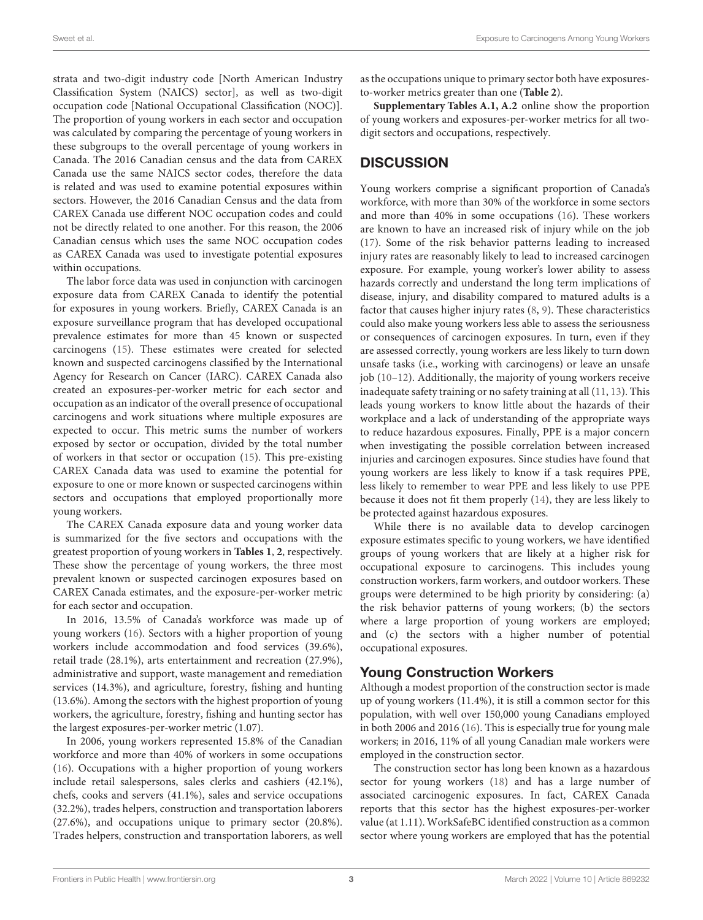strata and two-digit industry code [North American Industry Classification System (NAICS) sector], as well as two-digit occupation code [National Occupational Classification (NOC)]. The proportion of young workers in each sector and occupation was calculated by comparing the percentage of young workers in these subgroups to the overall percentage of young workers in Canada. The 2016 Canadian census and the data from CAREX Canada use the same NAICS sector codes, therefore the data is related and was used to examine potential exposures within sectors. However, the 2016 Canadian Census and the data from CAREX Canada use different NOC occupation codes and could not be directly related to one another. For this reason, the 2006 Canadian census which uses the same NOC occupation codes as CAREX Canada was used to investigate potential exposures within occupations.

The labor force data was used in conjunction with carcinogen exposure data from CAREX Canada to identify the potential for exposures in young workers. Briefly, CAREX Canada is an exposure surveillance program that has developed occupational prevalence estimates for more than 45 known or suspected carcinogens (15). These estimates were created for selected known and suspected carcinogens classified by the International Agency for Research on Cancer (IARC). CAREX Canada also created an exposures-per-worker metric for each sector and occupation as an indicator of the overall presence of occupational carcinogens and work situations where multiple exposures are expected to occur. This metric sums the number of workers exposed by sector or occupation, divided by the total number of workers in that sector or occupation (15). This pre-existing CAREX Canada data was used to examine the potential for exposure to one or more known or suspected carcinogens within sectors and occupations that employed proportionally more young workers.

The CAREX Canada exposure data and young worker data is summarized for the five sectors and occupations with the greatest proportion of young workers in **Tables 1**, **2**, respectively. These show the percentage of young workers, the three most prevalent known or suspected carcinogen exposures based on CAREX Canada estimates, and the exposure-per-worker metric for each sector and occupation.

In 2016, 13.5% of Canada's workforce was made up of young workers (16). Sectors with a higher proportion of young workers include accommodation and food services (39.6%), retail trade (28.1%), arts entertainment and recreation (27.9%), administrative and support, waste management and remediation services (14.3%), and agriculture, forestry, fishing and hunting (13.6%). Among the sectors with the highest proportion of young workers, the agriculture, forestry, fishing and hunting sector has the largest exposures-per-worker metric (1.07).

In 2006, young workers represented 15.8% of the Canadian workforce and more than 40% of workers in some occupations (16). Occupations with a higher proportion of young workers include retail salespersons, sales clerks and cashiers (42.1%), chefs, cooks and servers (41.1%), sales and service occupations (32.2%), trades helpers, construction and transportation laborers (27.6%), and occupations unique to primary sector (20.8%). Trades helpers, construction and transportation laborers, as well as the occupations unique to primary sector both have exposures-to-worker metrics greater than one (**Table 2**).

**Supplementary Tables A.1, A.2** online show the proportion of young workers and exposures-per-worker metrics for all two-digit sectors and occupations, respectively.

## DISCUSSION

Young workers comprise a significant proportion of Canada's workforce, with more than 30% of the workforce in some sectors and more than 40% in some occupations (16). These workers are known to have an increased risk of injury while on the job (17). Some of the risk behavior patterns leading to increased injury rates are reasonably likely to lead to increased carcinogen exposure. For example, young worker's lower ability to assess hazards correctly and understand the long term implications of disease, injury, and disability compared to matured adults is a factor that causes higher injury rates (8, 9). These characteristics could also make young workers less able to assess the seriousness or consequences of carcinogen exposures. In turn, even if they are assessed correctly, young workers are less likely to turn down unsafe tasks (i.e., working with carcinogens) or leave an unsafe job (10–12). Additionally, the majority of young workers receive inadequate safety training or no safety training at all (11, 13). This leads young workers to know little about the hazards of their workplace and a lack of understanding of the appropriate ways to reduce hazardous exposures. Finally, PPE is a major concern when investigating the possible correlation between increased injuries and carcinogen exposures. Since studies have found that young workers are less likely to know if a task requires PPE, less likely to remember to wear PPE and less likely to use PPE because it does not fit them properly (14), they are less likely to be protected against hazardous exposures.

While there is no available data to develop carcinogen exposure estimates specific to young workers, we have identified groups of young workers that are likely at a higher risk for occupational exposure to carcinogens. This includes young construction workers, farm workers, and outdoor workers. These groups were determined to be high priority by considering: (a) the risk behavior patterns of young workers; (b) the sectors where a large proportion of young workers are employed; and (c) the sectors with a higher number of potential occupational exposures.

### Young Construction Workers

Although a modest proportion of the construction sector is made up of young workers (11.4%), it is still a common sector for this population, with well over 150,000 young Canadians employed in both 2006 and 2016 (16). This is especially true for young male workers; in 2016, 11% of all young Canadian male workers were employed in the construction sector.

The construction sector has long been known as a hazardous sector for young workers (18) and has a large number of associated carcinogenic exposures. In fact, CAREX Canada reports that this sector has the highest exposures-per-worker value (at 1.11). WorkSafeBC identified construction as a common sector where young workers are employed that has the potential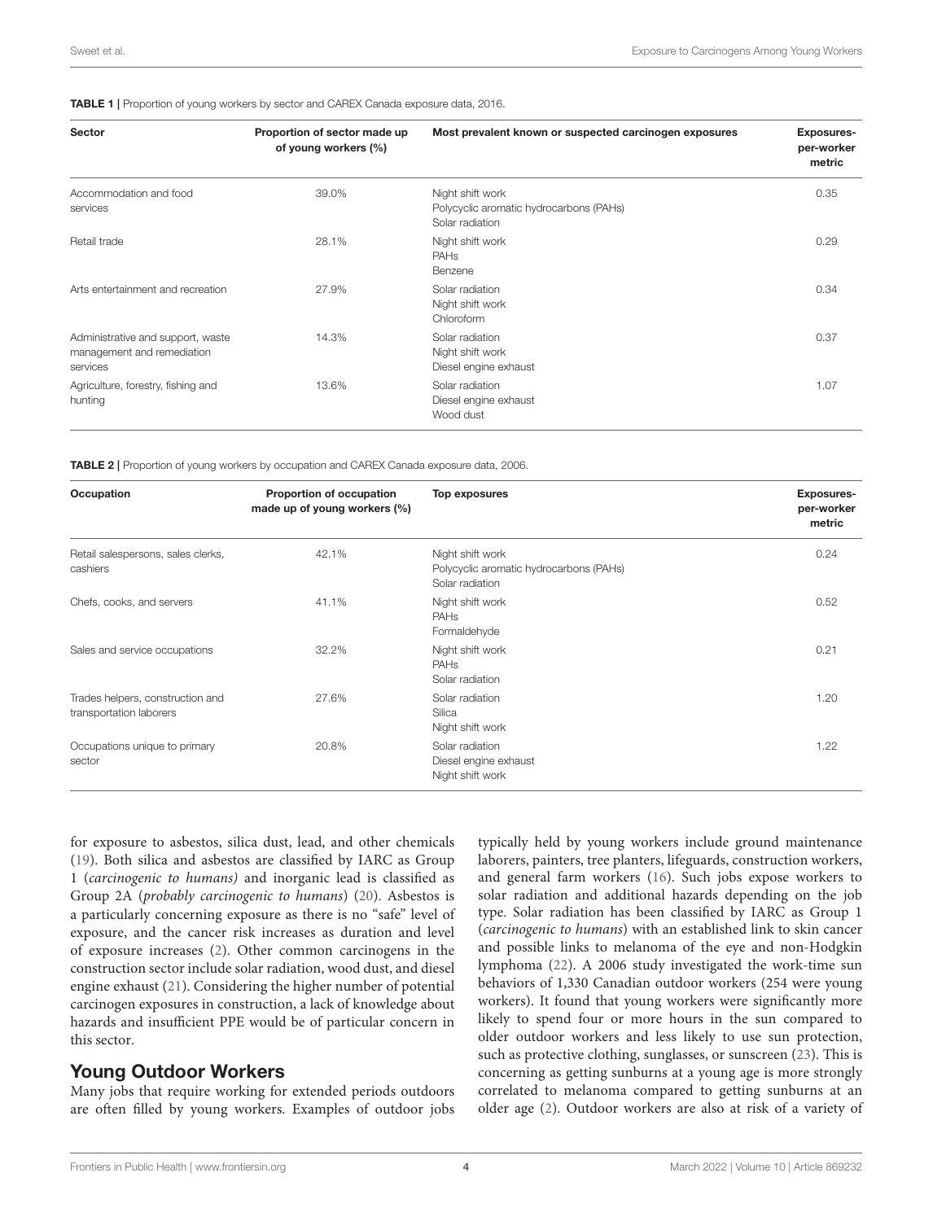**TABLE 1 |** Proportion of young workers by sector and CAREX Canada exposure data, 2016.

| Sector | Proportion of sector made up of young workers (%) | Most prevalent known or suspected carcinogen exposures | Exposures-per-worker metric |
|---|---|---|---|
| Accommodation and food services | 39.0% | Night shift work<br>Polycyclic aromatic hydrocarbons (PAHs)<br>Solar radiation | 0.35 |
| Retail trade | 28.1% | Night shift work<br>PAHs<br>Benzene | 0.29 |
| Arts entertainment and recreation | 27.9% | Solar radiation<br>Night shift work<br>Chloroform | 0.34 |
| Administrative and support, waste management and remediation services | 14.3% | Solar radiation<br>Night shift work<br>Diesel engine exhaust | 0.37 |
| Agriculture, forestry, fishing and hunting | 13.6% | Solar radiation<br>Diesel engine exhaust<br>Wood dust | 1.07 |

**TABLE 2 |** Proportion of young workers by occupation and CAREX Canada exposure data, 2006.

| Occupation | Proportion of occupation made up of young workers (%) | Top exposures | Exposures-per-worker metric |
|---|---|---|---|
| Retail salespersons, sales clerks, cashiers | 42.1% | Night shift work<br>Polycyclic aromatic hydrocarbons (PAHs)<br>Solar radiation | 0.24 |
| Chefs, cooks, and servers | 41.1% | Night shift work<br>PAHs<br>Formaldehyde | 0.52 |
| Sales and service occupations | 32.2% | Night shift work<br>PAHs<br>Solar radiation | 0.21 |
| Trades helpers, construction and transportation laborers | 27.6% | Solar radiation<br>Silica<br>Night shift work | 1.20 |
| Occupations unique to primary sector | 20.8% | Solar radiation<br>Diesel engine exhaust<br>Night shift work | 1.22 |

for exposure to asbestos, silica dust, lead, and other chemicals (19). Both silica and asbestos are classified by IARC as Group 1 (*carcinogenic to humans)* and inorganic lead is classified as Group 2A (*probably carcinogenic to humans*) (20). Asbestos is a particularly concerning exposure as there is no "safe" level of exposure, and the cancer risk increases as duration and level of exposure increases (2). Other common carcinogens in the construction sector include solar radiation, wood dust, and diesel engine exhaust (21). Considering the higher number of potential carcinogen exposures in construction, a lack of knowledge about hazards and insufficient PPE would be of particular concern in this sector.

## Young Outdoor Workers

Many jobs that require working for extended periods outdoors are often filled by young workers. Examples of outdoor jobs typically held by young workers include ground maintenance laborers, painters, tree planters, lifeguards, construction workers, and general farm workers (16). Such jobs expose workers to solar radiation and additional hazards depending on the job type. Solar radiation has been classified by IARC as Group 1 (*carcinogenic to humans*) with an established link to skin cancer and possible links to melanoma of the eye and non-Hodgkin lymphoma (22). A 2006 study investigated the work-time sun behaviors of 1,330 Canadian outdoor workers (254 were young workers). It found that young workers were significantly more likely to spend four or more hours in the sun compared to older outdoor workers and less likely to use sun protection, such as protective clothing, sunglasses, or sunscreen (23). This is concerning as getting sunburns at a young age is more strongly correlated to melanoma compared to getting sunburns at an older age (2). Outdoor workers are also at risk of a variety of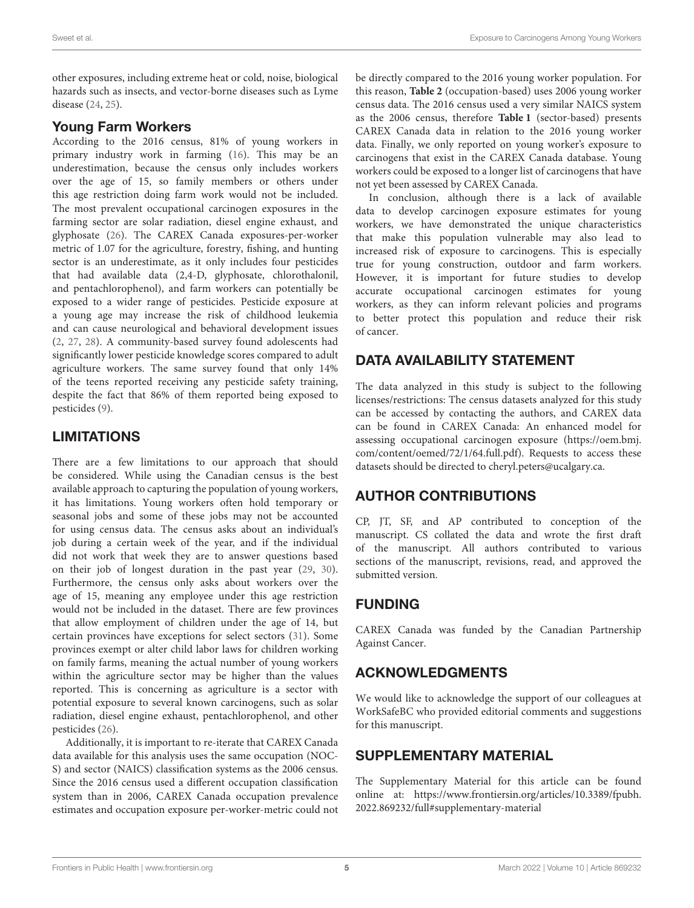other exposures, including extreme heat or cold, noise, biological hazards such as insects, and vector-borne diseases such as Lyme disease (24, 25).

### Young Farm Workers

According to the 2016 census, 81% of young workers in primary industry work in farming (16). This may be an underestimation, because the census only includes workers over the age of 15, so family members or others under this age restriction doing farm work would not be included. The most prevalent occupational carcinogen exposures in the farming sector are solar radiation, diesel engine exhaust, and glyphosate (26). The CAREX Canada exposures-per-worker metric of 1.07 for the agriculture, forestry, fishing, and hunting sector is an underestimate, as it only includes four pesticides that had available data (2,4-D, glyphosate, chlorothalonil, and pentachlorophenol), and farm workers can potentially be exposed to a wider range of pesticides. Pesticide exposure at a young age may increase the risk of childhood leukemia and can cause neurological and behavioral development issues (2, 27, 28). A community-based survey found adolescents had significantly lower pesticide knowledge scores compared to adult agriculture workers. The same survey found that only 14% of the teens reported receiving any pesticide safety training, despite the fact that 86% of them reported being exposed to pesticides (9).

## LIMITATIONS

There are a few limitations to our approach that should be considered. While using the Canadian census is the best available approach to capturing the population of young workers, it has limitations. Young workers often hold temporary or seasonal jobs and some of these jobs may not be accounted for using census data. The census asks about an individual's job during a certain week of the year, and if the individual did not work that week they are to answer questions based on their job of longest duration in the past year (29, 30). Furthermore, the census only asks about workers over the age of 15, meaning any employee under this age restriction would not be included in the dataset. There are few provinces that allow employment of children under the age of 14, but certain provinces have exceptions for select sectors (31). Some provinces exempt or alter child labor laws for children working on family farms, meaning the actual number of young workers within the agriculture sector may be higher than the values reported. This is concerning as agriculture is a sector with potential exposure to several known carcinogens, such as solar radiation, diesel engine exhaust, pentachlorophenol, and other pesticides (26).

Additionally, it is important to re-iterate that CAREX Canada data available for this analysis uses the same occupation (NOC-S) and sector (NAICS) classification systems as the 2006 census. Since the 2016 census used a different occupation classification system than in 2006, CAREX Canada occupation prevalence estimates and occupation exposure per-worker-metric could not be directly compared to the 2016 young worker population. For this reason, **Table 2** (occupation-based) uses 2006 young worker census data. The 2016 census used a very similar NAICS system as the 2006 census, therefore **Table 1** (sector-based) presents CAREX Canada data in relation to the 2016 young worker data. Finally, we only reported on young worker's exposure to carcinogens that exist in the CAREX Canada database. Young workers could be exposed to a longer list of carcinogens that have not yet been assessed by CAREX Canada.

In conclusion, although there is a lack of available data to develop carcinogen exposure estimates for young workers, we have demonstrated the unique characteristics that make this population vulnerable may also lead to increased risk of exposure to carcinogens. This is especially true for young construction, outdoor and farm workers. However, it is important for future studies to develop accurate occupational carcinogen estimates for young workers, as they can inform relevant policies and programs to better protect this population and reduce their risk of cancer.

## DATA AVAILABILITY STATEMENT

The data analyzed in this study is subject to the following licenses/restrictions: The census datasets analyzed for this study can be accessed by contacting the authors, and CAREX data can be found in CAREX Canada: An enhanced model for assessing occupational carcinogen exposure (https://oem.bmj.com/content/oemed/72/1/64.full.pdf). Requests to access these datasets should be directed to cheryl.peters@ucalgary.ca.

## AUTHOR CONTRIBUTIONS

CP, JT, SF, and AP contributed to conception of the manuscript. CS collated the data and wrote the first draft of the manuscript. All authors contributed to various sections of the manuscript, revisions, read, and approved the submitted version.

## FUNDING

CAREX Canada was funded by the Canadian Partnership Against Cancer.

## ACKNOWLEDGMENTS

We would like to acknowledge the support of our colleagues at WorkSafeBC who provided editorial comments and suggestions for this manuscript.

## SUPPLEMENTARY MATERIAL

The Supplementary Material for this article can be found online at: https://www.frontiersin.org/articles/10.3389/fpubh.2022.869232/full#supplementary-material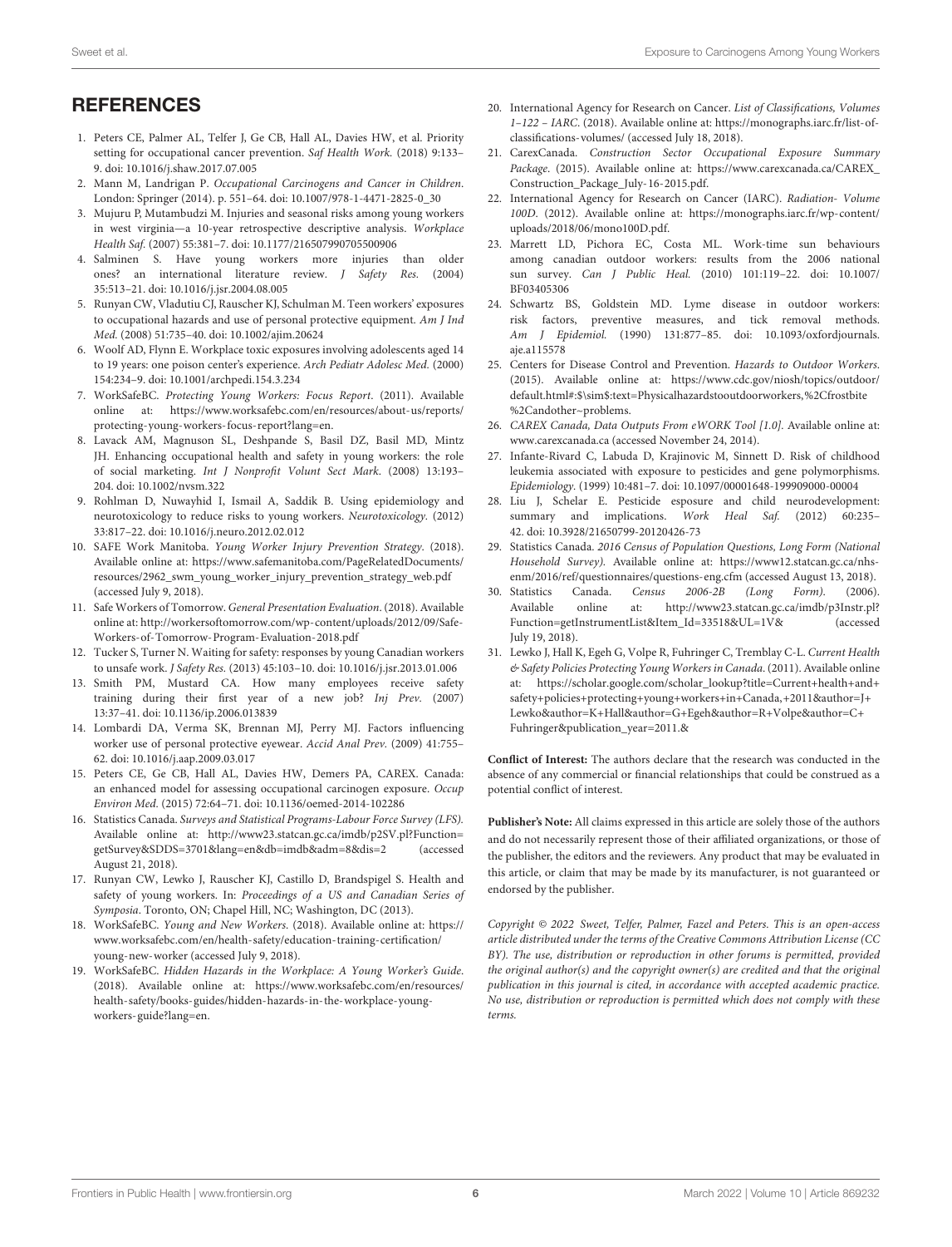## REFERENCES

1. Peters CE, Palmer AL, Telfer J, Ge CB, Hall AL, Davies HW, et al. Priority setting for occupational cancer prevention. *Saf Health Work.* (2018) 9:133–9. doi: 10.1016/j.shaw.2017.07.005
2. Mann M, Landrigan P. *Occupational Carcinogens and Cancer in Children*. London: Springer (2014). p. 551–64. doi: 10.1007/978-1-4471-2825-0_30
3. Mujuru P, Mutambudzi M. Injuries and seasonal risks among young workers in west virginia—a 10-year retrospective descriptive analysis. *Workplace Health Saf.* (2007) 55:381–7. doi: 10.1177/216507990705500906
4. Salminen S. Have young workers more injuries than older ones? an international literature review. *J Safety Res.* (2004) 35:513–21. doi: 10.1016/j.jsr.2004.08.005
5. Runyan CW, Vladutiu CJ, Rauscher KJ, Schulman M. Teen workers' exposures to occupational hazards and use of personal protective equipment. *Am J Ind Med.* (2008) 51:735–40. doi: 10.1002/ajim.20624
6. Woolf AD, Flynn E. Workplace toxic exposures involving adolescents aged 14 to 19 years: one poison center's experience. *Arch Pediatr Adolesc Med.* (2000) 154:234–9. doi: 10.1001/archpedi.154.3.234
7. WorkSafeBC. *Protecting Young Workers: Focus Report*. (2011). Available online at: https://www.worksafebc.com/en/resources/about-us/reports/protecting-young-workers-focus-report?lang=en.
8. Lavack AM, Magnuson SL, Deshpande S, Basil DZ, Basil MD, Mintz JH. Enhancing occupational health and safety in young workers: the role of social marketing. *Int J Nonprofit Volunt Sect Mark.* (2008) 13:193–204. doi: 10.1002/nvsm.322
9. Rohlman D, Nuwayhid I, Ismail A, Saddik B. Using epidemiology and neurotoxicology to reduce risks to young workers. *Neurotoxicology.* (2012) 33:817–22. doi: 10.1016/j.neuro.2012.02.012
10. SAFE Work Manitoba. *Young Worker Injury Prevention Strategy*. (2018). Available online at: https://www.safemanitoba.com/PageRelatedDocuments/resources/2962_swm_young_worker_injury_prevention_strategy_web.pdf (accessed July 9, 2018).
11. Safe Workers of Tomorrow. *General Presentation Evaluation*. (2018). Available online at: http://workersoftomorrow.com/wp-content/uploads/2012/09/Safe-Workers-of-Tomorrow-Program-Evaluation-2018.pdf
12. Tucker S, Turner N. Waiting for safety: responses by young Canadian workers to unsafe work. *J Safety Res.* (2013) 45:103–10. doi: 10.1016/j.jsr.2013.01.006
13. Smith PM, Mustard CA. How many employees receive safety training during their first year of a new job? *Inj Prev.* (2007) 13:37–41. doi: 10.1136/ip.2006.013839
14. Lombardi DA, Verma SK, Brennan MJ, Perry MJ. Factors influencing worker use of personal protective eyewear. *Accid Anal Prev.* (2009) 41:755–62. doi: 10.1016/j.aap.2009.03.017
15. Peters CE, Ge CB, Hall AL, Davies HW, Demers PA, CAREX. Canada: an enhanced model for assessing occupational carcinogen exposure. *Occup Environ Med.* (2015) 72:64–71. doi: 10.1136/oemed-2014-102286
16. Statistics Canada. *Surveys and Statistical Programs-Labour Force Survey (LFS).* Available online at: http://www23.statcan.gc.ca/imdb/p2SV.pl?Function=getSurvey&SDDS=3701&lang=en&db=imdb&adm=8&dis=2 (accessed August 21, 2018).
17. Runyan CW, Lewko J, Rauscher KJ, Castillo D, Brandspigel S. Health and safety of young workers. In: *Proceedings of a US and Canadian Series of Symposia*. Toronto, ON; Chapel Hill, NC; Washington, DC (2013).
18. WorkSafeBC. *Young and New Workers.* (2018). Available online at: https://www.worksafebc.com/en/health-safety/education-training-certification/young-new-worker (accessed July 9, 2018).
19. WorkSafeBC. *Hidden Hazards in the Workplace: A Young Worker's Guide.* (2018). Available online at: https://www.worksafebc.com/en/resources/health-safety/books-guides/hidden-hazards-in-the-workplace-young-workers-guide?lang=en.
20. International Agency for Research on Cancer. *List of Classifications, Volumes 1–122 – IARC*. (2018). Available online at: https://monographs.iarc.fr/list-of-classifications-volumes/ (accessed July 18, 2018).
21. CarexCanada. *Construction Sector Occupational Exposure Summary Package*. (2015). Available online at: https://www.carexcanada.ca/CAREX_Construction_Package_July-16-2015.pdf.
22. International Agency for Research on Cancer (IARC). *Radiation- Volume 100D*. (2012). Available online at: https://monographs.iarc.fr/wp-content/uploads/2018/06/mono100D.pdf.
23. Marrett LD, Pichora EC, Costa ML. Work-time sun behaviours among canadian outdoor workers: results from the 2006 national sun survey. *Can J Public Heal.* (2010) 101:119–22. doi: 10.1007/BF03405306
24. Schwartz BS, Goldstein MD. Lyme disease in outdoor workers: risk factors, preventive measures, and tick removal methods. *Am J Epidemiol.* (1990) 131:877–85. doi: 10.1093/oxfordjournals.aje.a115578
25. Centers for Disease Control and Prevention. *Hazards to Outdoor Workers*. (2015). Available online at: https://www.cdc.gov/niosh/topics/outdoor/default.html#:$\sim$:text=Physicalhazardstooutdoorworkers,%2Cfrostbite%2Candother~problems.
26. *CAREX Canada, Data Outputs From eWORK Tool [1.0]*. Available online at: www.carexcanada.ca (accessed November 24, 2014).
27. Infante-Rivard C, Labuda D, Krajinovic M, Sinnett D. Risk of childhood leukemia associated with exposure to pesticides and gene polymorphisms. *Epidemiology.* (1999) 10:481–7. doi: 10.1097/00001648-199909000-00004
28. Liu J, Schelar E. Pesticide esposure and child neurodevelopment: summary and implications. *Work Heal Saf.* (2012) 60:235–42. doi: 10.3928/21650799-20120426-73
29. Statistics Canada. *2016 Census of Population Questions, Long Form (National Household Survey).* Available online at: https://www12.statcan.gc.ca/nhs-enm/2016/ref/questionnaires/questions-eng.cfm (accessed August 13, 2018).
30. Statistics Canada. *Census 2006-2B (Long Form).* (2006). Available online at: http://www23.statcan.gc.ca/imdb/p3Instr.pl?Function=getInstrumentList&Item_Id=33518&UL=1V& (accessed July 19, 2018).
31. Lewko J, Hall K, Egeh G, Volpe R, Fuhringer C, Tremblay C-L. *Current Health & Safety Policies Protecting Young Workers in Canada.* (2011). Available online at: https://scholar.google.com/scholar_lookup?title=Current+health+and+safety+policies+protecting+young+workers+in+Canada,+2011&author=J+Lewko&author=K+Hall&author=G+Egeh&author=R+Volpe&author=C+Fuhringer&publication_year=2011.&

**Conflict of Interest:** The authors declare that the research was conducted in the absence of any commercial or financial relationships that could be construed as a potential conflict of interest.

**Publisher's Note:** All claims expressed in this article are solely those of the authors and do not necessarily represent those of their affiliated organizations, or those of the publisher, the editors and the reviewers. Any product that may be evaluated in this article, or claim that may be made by its manufacturer, is not guaranteed or endorsed by the publisher.

*Copyright © 2022 Sweet, Telfer, Palmer, Fazel and Peters. This is an open-access article distributed under the terms of the Creative Commons Attribution License (CC BY). The use, distribution or reproduction in other forums is permitted, provided the original author(s) and the copyright owner(s) are credited and that the original publication in this journal is cited, in accordance with accepted academic practice. No use, distribution or reproduction is permitted which does not comply with these terms.*